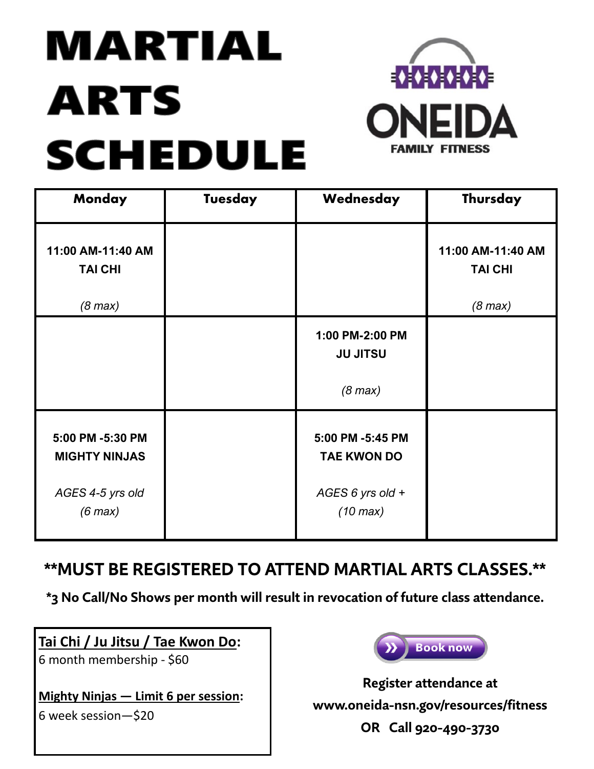# MARTIAL ARTS SCHEDULE

ONEIDA FAMILY FITNESS

| Monday | Tuesday | Wednesday | Thursday |
| --- | --- | --- | --- |
| 11:00 AM-11:40 AM<br>TAI CHI<br>*(8 max)* | | | 11:00 AM-11:40 AM<br>TAI CHI<br>*(8 max)* |
| | | 1:00 PM-2:00 PM<br>JU JITSU<br>*(8 max)* | |
| 5:00 PM -5:30 PM<br>MIGHTY NINJAS<br>*AGES 4-5 yrs old*<br>*(6 max)* | | 5:00 PM -5:45 PM<br>TAE KWON DO<br>*AGES 6 yrs old +*<br>*(10 max)* | |

**\*\*MUST BE REGISTERED TO ATTEND MARTIAL ARTS CLASSES.\*\***

**\*3 No Call/No Shows per month will result in revocation of future class attendance.**

**Tai Chi / Ju Jitsu / Tae Kwon Do:**
6 month membership - $60

**Mighty Ninjas — Limit 6 per session:**
6 week session—$20

Book now

**Register attendance at**
**www.oneida-nsn.gov/resources/fitness**
**OR Call 920-490-3730**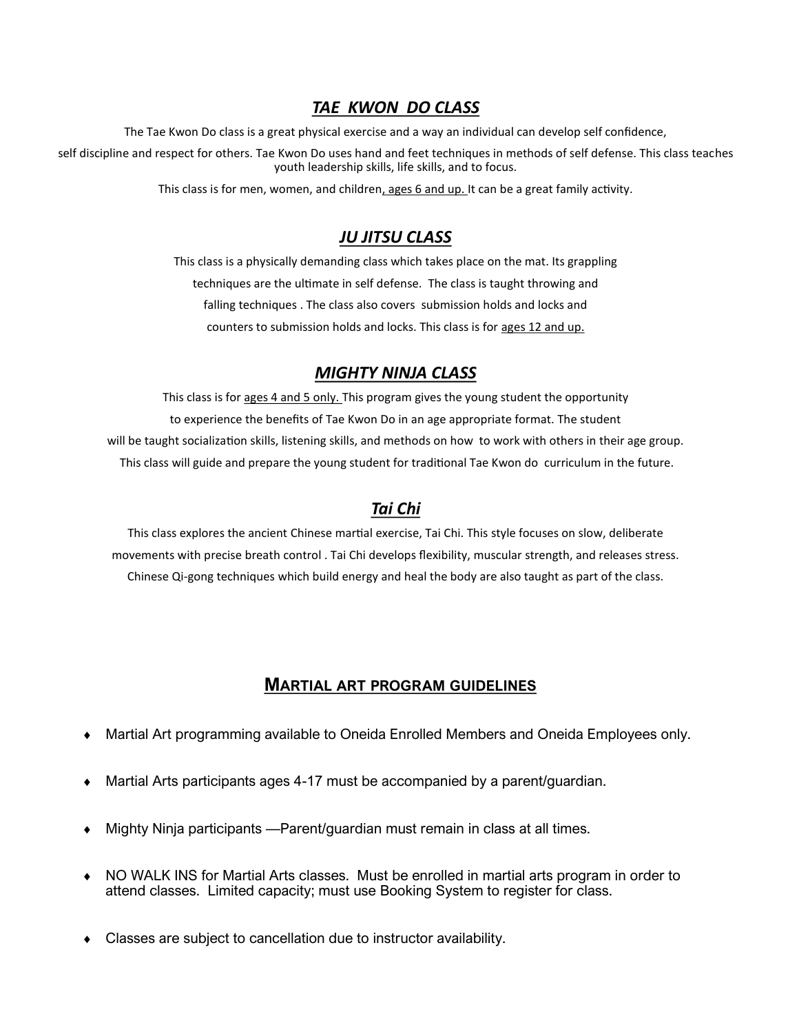## *TAE KWON DO CLASS*

The Tae Kwon Do class is a great physical exercise and a way an individual can develop self confidence, self discipline and respect for others. Tae Kwon Do uses hand and feet techniques in methods of self defense. This class teaches youth leadership skills, life skills, and to focus.

This class is for men, women, and children, ages 6 and up. It can be a great family activity.

## *JU JITSU CLASS*

This class is a physically demanding class which takes place on the mat. Its grappling techniques are the ultimate in self defense. The class is taught throwing and falling techniques . The class also covers submission holds and locks and counters to submission holds and locks. This class is for ages 12 and up.

## *MIGHTY NINJA CLASS*

This class is for ages 4 and 5 only. This program gives the young student the opportunity to experience the benefits of Tae Kwon Do in an age appropriate format. The student will be taught socialization skills, listening skills, and methods on how to work with others in their age group. This class will guide and prepare the young student for traditional Tae Kwon do curriculum in the future.

## *Tai Chi*

This class explores the ancient Chinese martial exercise, Tai Chi. This style focuses on slow, deliberate movements with precise breath control . Tai Chi develops flexibility, muscular strength, and releases stress. Chinese Qi-gong techniques which build energy and heal the body are also taught as part of the class.

## MARTIAL ART PROGRAM GUIDELINES

- Martial Art programming available to Oneida Enrolled Members and Oneida Employees only.
- Martial Arts participants ages 4-17 must be accompanied by a parent/guardian.
- Mighty Ninja participants —Parent/guardian must remain in class at all times.
- NO WALK INS for Martial Arts classes. Must be enrolled in martial arts program in order to attend classes. Limited capacity; must use Booking System to register for class.
- Classes are subject to cancellation due to instructor availability.